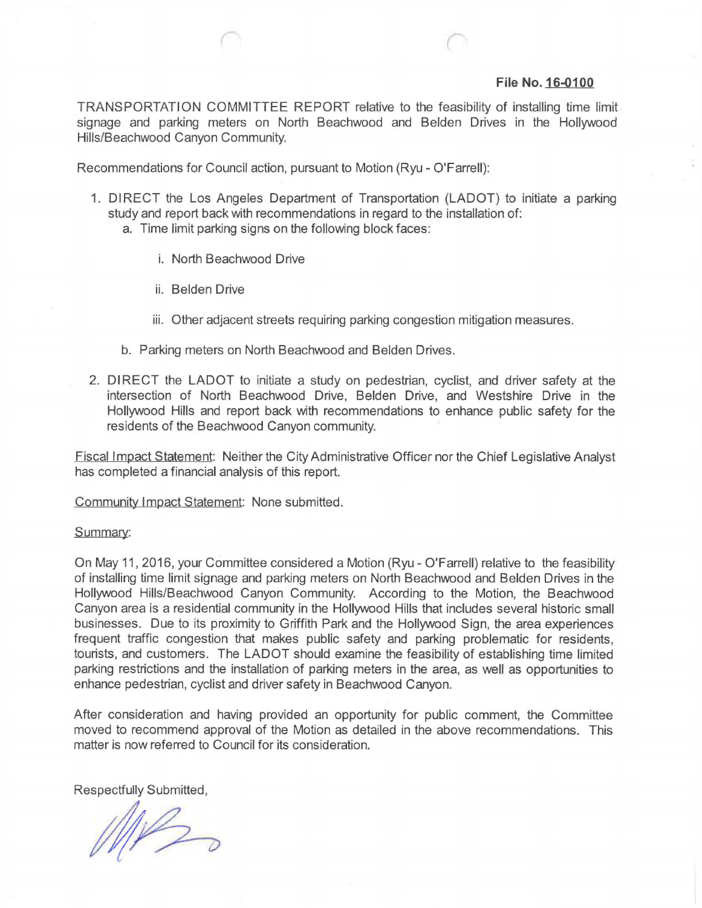**File No. 16-0100**

TRANSPORTATION COMMITTEE REPORT relative to the feasibility of installing time limit signage and parking meters on North Beachwood and Belden Drives in the Hollywood Hills/Beachwood Canyon Community.

Recommendations for Council action, pursuant to Motion (Ryu - O'Farrell):

1. DIRECT the Los Angeles Department of Transportation (LADOT) to initiate a parking study and report back with recommendations in regard to the installation of:
   a. Time limit parking signs on the following block faces:
      i. North Beachwood Drive
      ii. Belden Drive
      iii. Other adjacent streets requiring parking congestion mitigation measures.
   b. Parking meters on North Beachwood and Belden Drives.
2. DIRECT the LADOT to initiate a study on pedestrian, cyclist, and driver safety at the intersection of North Beachwood Drive, Belden Drive, and Westshire Drive in the Hollywood Hills and report back with recommendations to enhance public safety for the residents of the Beachwood Canyon community.

Fiscal Impact Statement: Neither the City Administrative Officer nor the Chief Legislative Analyst has completed a financial analysis of this report.

Community Impact Statement: None submitted.

Summary:

On May 11, 2016, your Committee considered a Motion (Ryu - O'Farrell) relative to the feasibility of installing time limit signage and parking meters on North Beachwood and Belden Drives in the Hollywood Hills/Beachwood Canyon Community. According to the Motion, the Beachwood Canyon area is a residential community in the Hollywood Hills that includes several historic small businesses. Due to its proximity to Griffith Park and the Hollywood Sign, the area experiences frequent traffic congestion that makes public safety and parking problematic for residents, tourists, and customers. The LADOT should examine the feasibility of establishing time limited parking restrictions and the installation of parking meters in the area, as well as opportunities to enhance pedestrian, cyclist and driver safety in Beachwood Canyon.

After consideration and having provided an opportunity for public comment, the Committee moved to recommend approval of the Motion as detailed in the above recommendations. This matter is now referred to Council for its consideration.

Respectfully Submitted,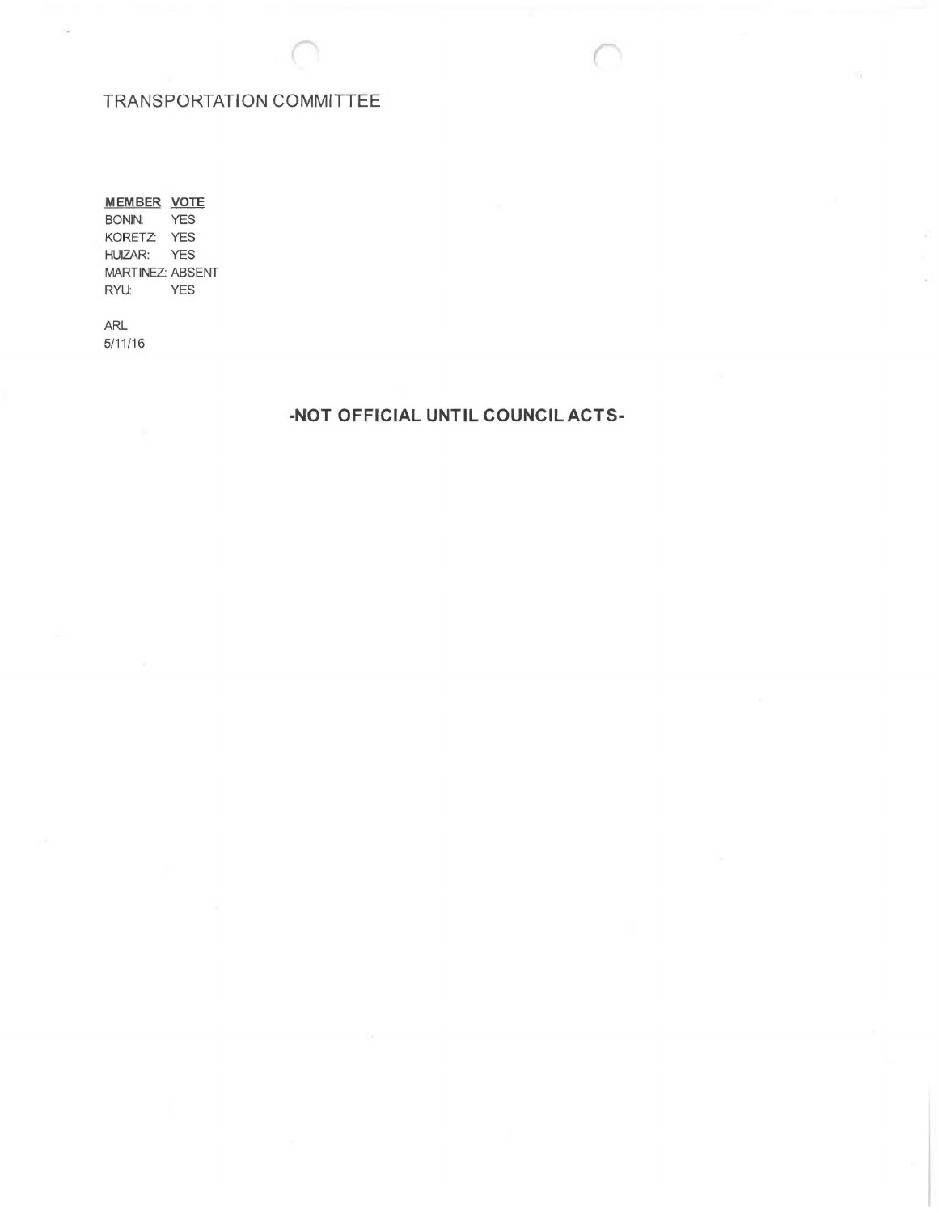TRANSPORTATION COMMITTEE

| MEMBER | VOTE |
| --- | --- |
| BONIN: | YES |
| KORETZ: | YES |
| HUIZAR: | YES |
| MARTINEZ: | ABSENT |
| RYU: | YES |

ARL
5/11/16

**-NOT OFFICIAL UNTIL COUNCIL ACTS-**